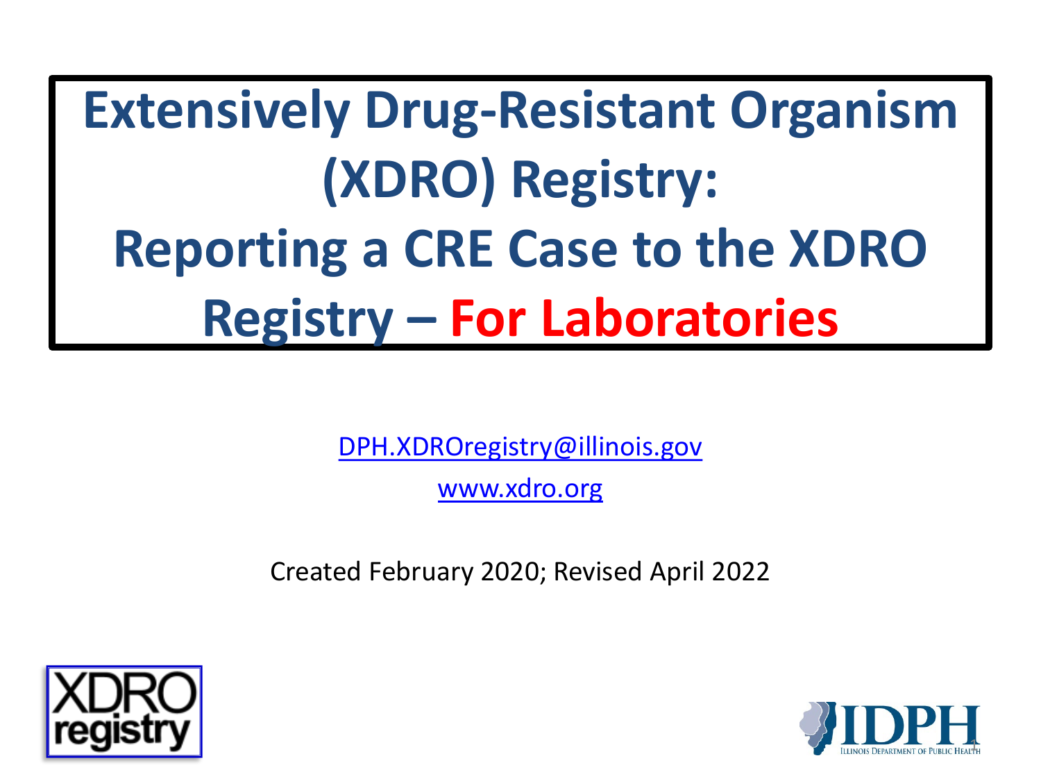# Extensively Drug-Resistant Organism (XDRO) Registry: Reporting a CRE Case to the XDRO Registry – For Laboratories

DPH.XDROregistry@illinois.gov

www.xdro.org

Created February 2020; Revised April 2022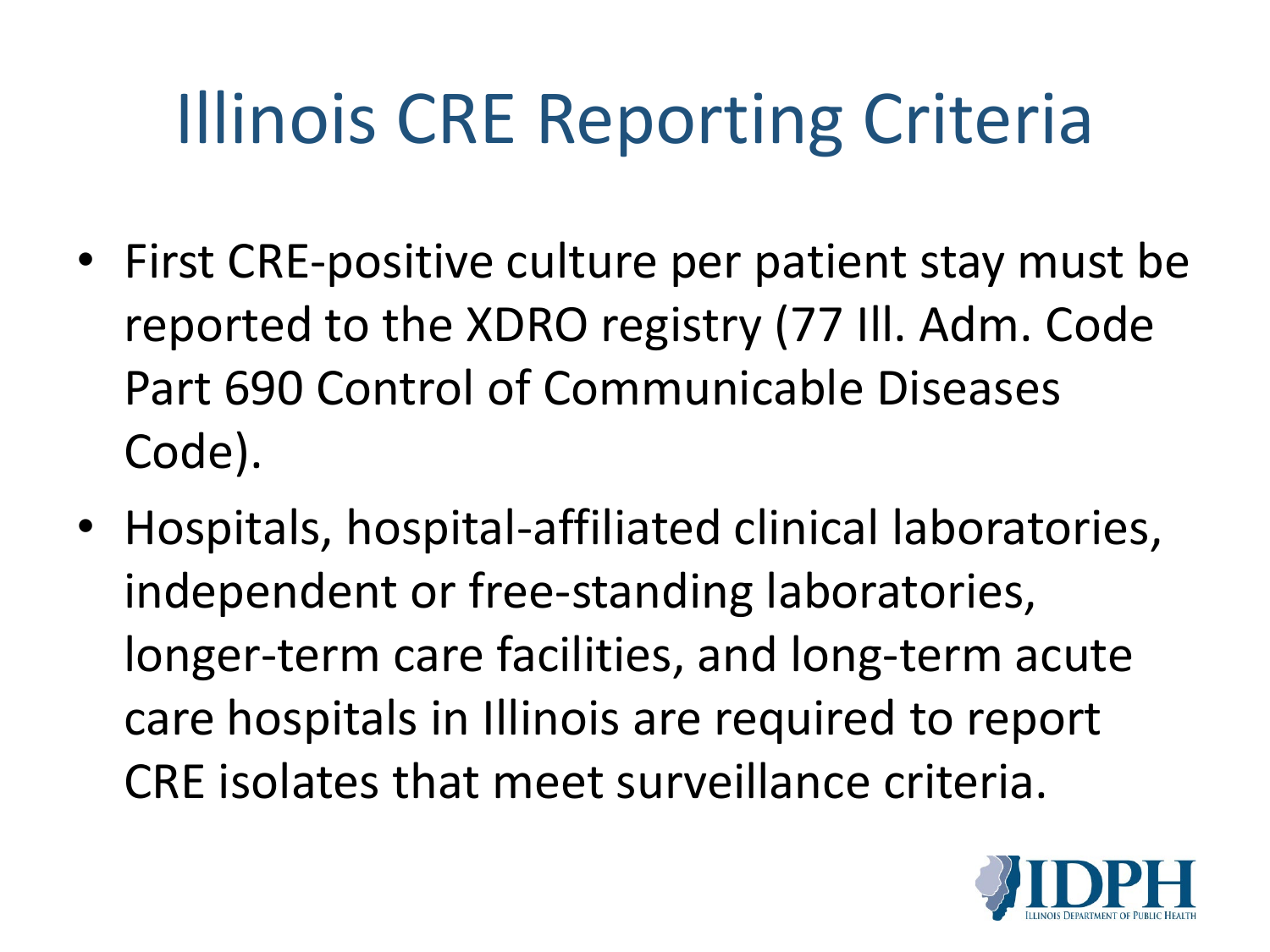# Illinois CRE Reporting Criteria

- First CRE-positive culture per patient stay must be reported to the XDRO registry (77 Ill. Adm. Code Part 690 Control of Communicable Diseases Code).
- Hospitals, hospital-affiliated clinical laboratories, independent or free-standing laboratories, longer-term care facilities, and long-term acute care hospitals in Illinois are required to report CRE isolates that meet surveillance criteria.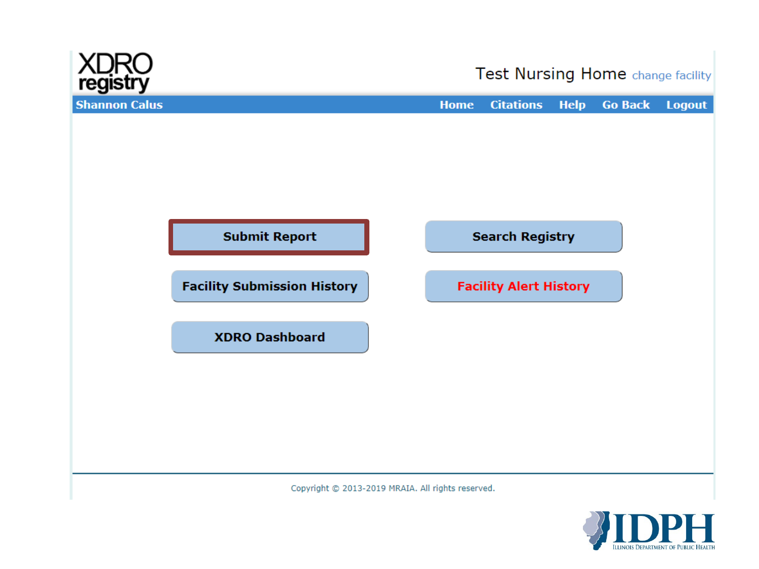XDRO registry

Test Nursing Home change facility

Shannon Calus

Home Citations Help Go Back Logout

Submit Report

Search Registry

Facility Submission History

Facility Alert History

XDRO Dashboard

Copyright © 2013-2019 MRAIA. All rights reserved.

IDPH
ILLINOIS DEPARTMENT OF PUBLIC HEALTH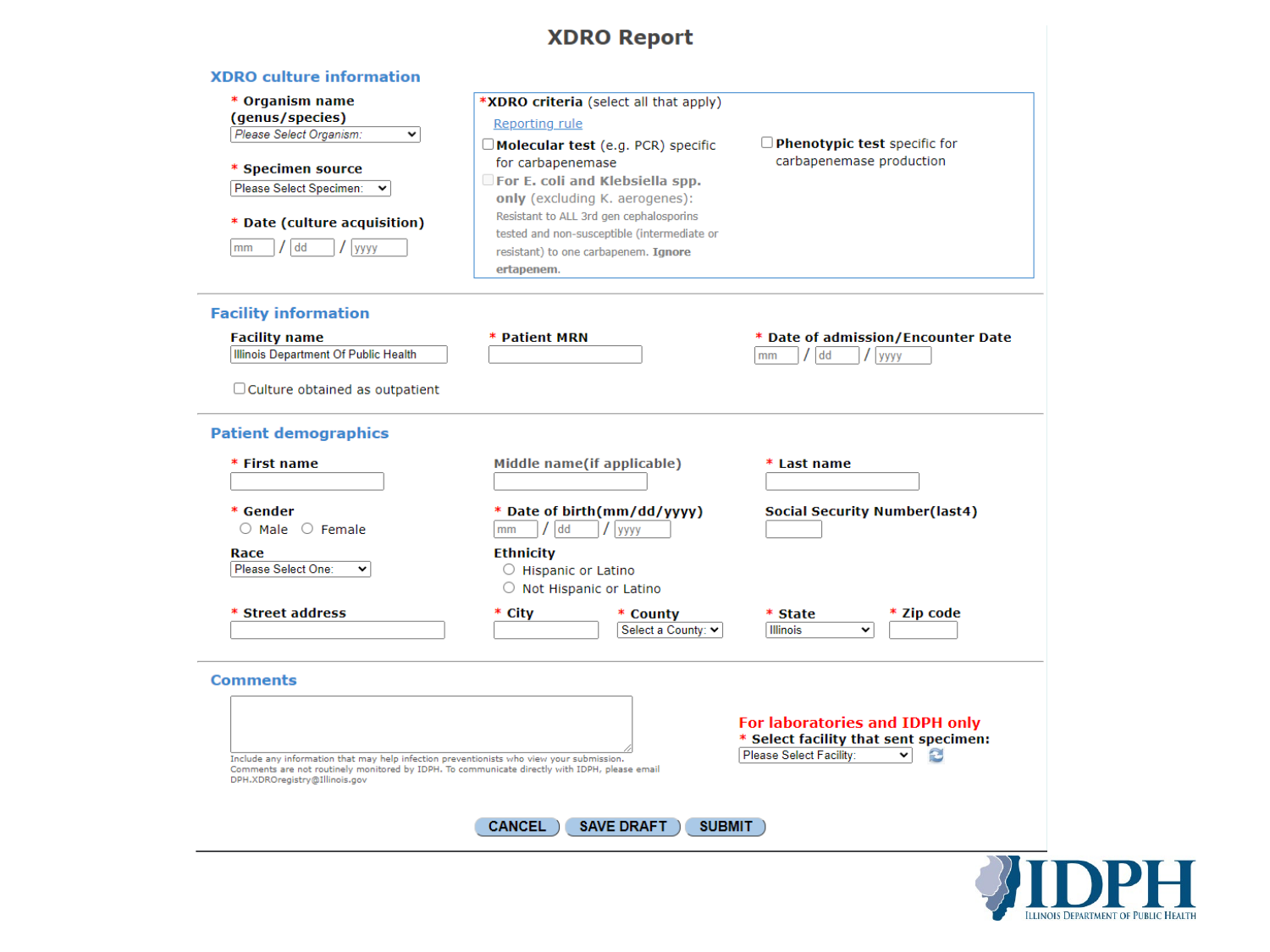# XDRO Report

## XDRO culture information

\* **Organism name (genus/species)**
Please Select Organism:

\* **Specimen source**
Please Select Specimen:

\* **Date (culture acquisition)**
mm / dd / yyyy

\***XDRO criteria** (select all that apply)

Reporting rule

☐ **Molecular test** (e.g. PCR) specific for carbapenemase

☐ **Phenotypic test** specific for carbapenemase production

☐ **For E. coli and Klebsiella spp. only** (excluding K. aerogenes): Resistant to ALL 3rd gen cephalosporins tested and non-susceptible (intermediate or resistant) to one carbapenem. **Ignore ertapenem.**

## Facility information

**Facility name**
Illinois Department Of Public Health

\* **Patient MRN**

\* **Date of admission/Encounter Date**
mm / dd / yyyy

☐ Culture obtained as outpatient

## Patient demographics

\* **First name**

**Middle name(if applicable)**

\* **Last name**

\* **Gender**
○ Male ○ Female

\* **Date of birth(mm/dd/yyyy)**
mm / dd / yyyy

**Social Security Number(last4)**

**Race**
Please Select One:

**Ethnicity**
○ Hispanic or Latino
○ Not Hispanic or Latino

\* **Street address**

\* **City**

\* **County**
Select a County:

\* **State**
Illinois

\* **Zip code**

## Comments

Include any information that may help infection preventionists who view your submission. Comments are not routinely monitored by IDPH. To communicate directly with IDPH, please email DPH.XDROregistry@Illinois.gov

**For laboratories and IDPH only**

\* **Select facility that sent specimen:**
Please Select Facility:

CANCEL | SAVE DRAFT | SUBMIT

IDPH
ILLINOIS DEPARTMENT OF PUBLIC HEALTH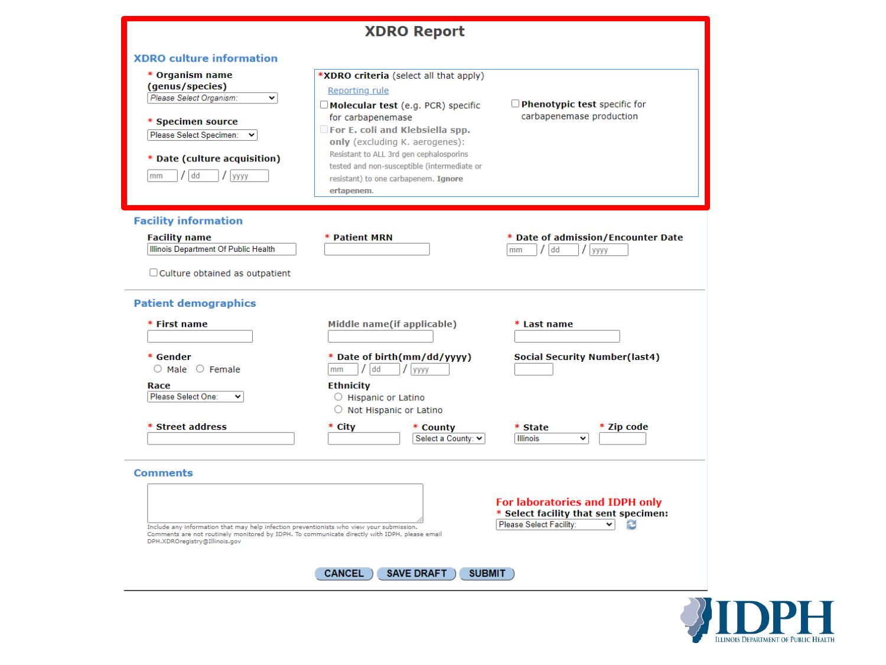# XDRO Report

## XDRO culture information

* Organism name (genus/species)
  Please Select Organism:

* Specimen source
  Please Select Specimen:

* Date (culture acquisition)
  mm / dd / yyyy

*XDRO criteria (select all that apply)

Reporting rule

- Molecular test (e.g. PCR) specific for carbapenemase
- Phenotypic test specific for carbapenemase production
- For E. coli and Klebsiella spp. only (excluding K. aerogenes): Resistant to ALL 3rd gen cephalosporins tested and non-susceptible (intermediate or resistant) to one carbapenem. Ignore ertapenem.

## Facility information

Facility name
Illinois Department Of Public Health

* Patient MRN

* Date of admission/Encounter Date
  mm / dd / yyyy

- Culture obtained as outpatient

## Patient demographics

* First name

Middle name(if applicable)

* Last name

* Gender
  - Male
  - Female

* Date of birth(mm/dd/yyyy)
  mm / dd / yyyy

Social Security Number(last4)

Race
Please Select One:

Ethnicity
- Hispanic or Latino
- Not Hispanic or Latino

* Street address

* City

* County
  Select a County:

* State
  Illinois

* Zip code

## Comments

Include any information that may help infection preventionists who view your submission. Comments are not routinely monitored by IDPH. To communicate directly with IDPH, please email DPH.XDROregistry@Illinois.gov

For laboratories and IDPH only

* Select facility that sent specimen:
  Please Select Facility:

CANCEL | SAVE DRAFT | SUBMIT

IDPH
Illinois Department of Public Health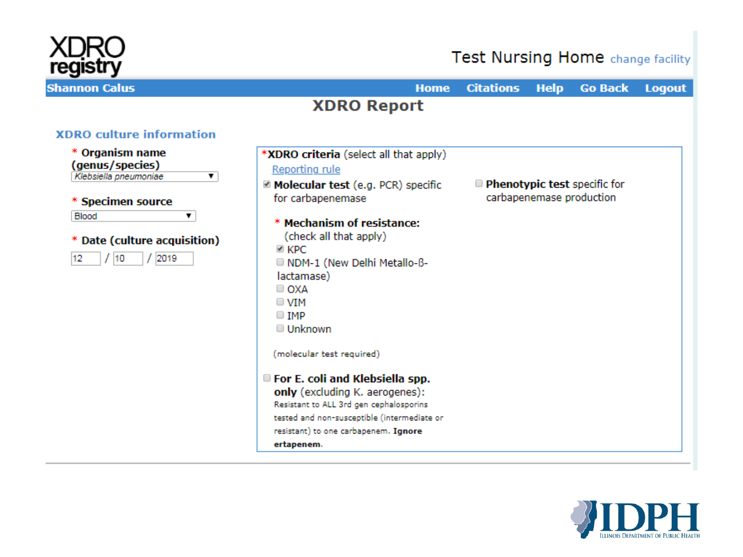XDRO registry

Test Nursing Home change facility

Shannon Calus | Home | Citations | Help | Go Back | Logout

## XDRO Report

### XDRO culture information

\* **Organism name (genus/species)**
*Klebsiella pneumoniae*

\* **Specimen source**
Blood

\* **Date (culture acquisition)**
12 / 10 / 2019

\***XDRO criteria** (select all that apply)

Reporting rule

- [x] **Molecular test** (e.g. PCR) specific for carbapenemase

  \* **Mechanism of resistance:** (check all that apply)
  - [x] KPC
  - [ ] NDM-1 (New Delhi Metallo-ß-lactamase)
  - [ ] OXA
  - [ ] VIM
  - [ ] IMP
  - [ ] Unknown

  (molecular test required)

- [ ] **Phenotypic test** specific for carbapenemase production

- [ ] **For E. coli and Klebsiella spp. only** (excluding K. aerogenes): Resistant to ALL 3rd gen cephalosporins tested and non-susceptible (intermediate or resistant) to one carbapenem. **Ignore ertapenem.**

IDPH Illinois Department of Public Health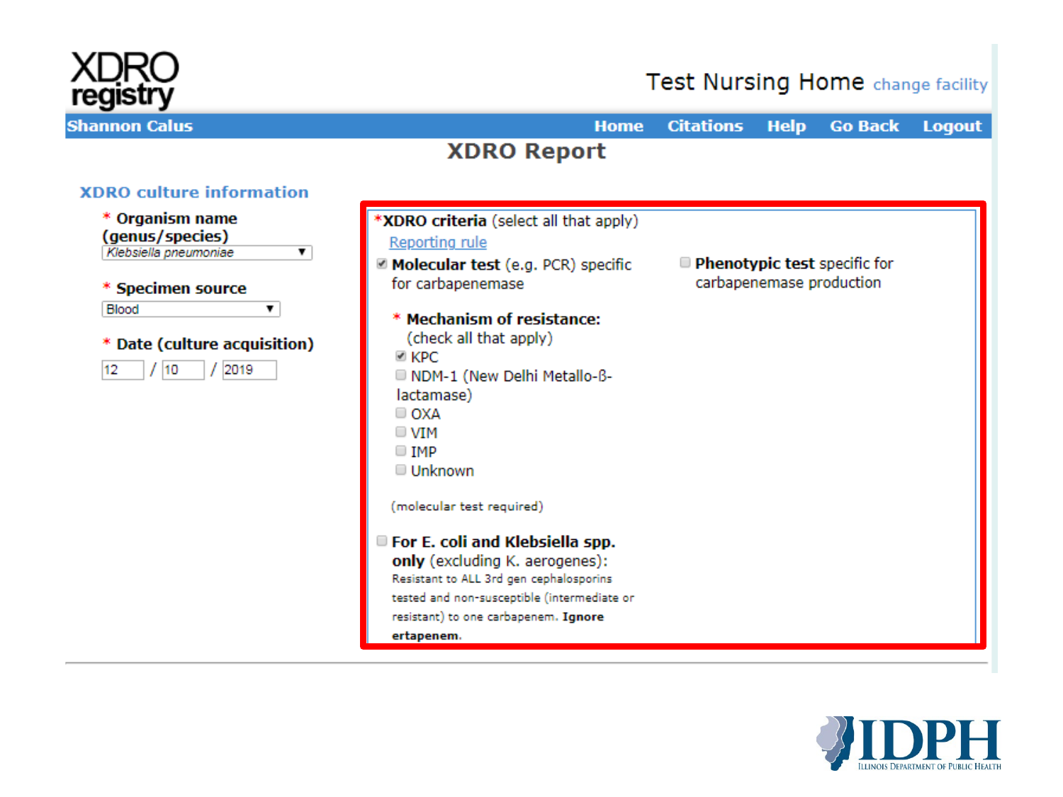# XDRO registry

Test Nursing Home change facility

Shannon Calus

Home | Citations | Help | Go Back | Logout

## XDRO Report

### XDRO culture information

\* **Organism name (genus/species)**

Klebsiella pneumoniae

\* **Specimen source**

Blood

\* **Date (culture acquisition)**

12 / 10 / 2019

\***XDRO criteria** (select all that apply)

Reporting rule

- [x] **Molecular test** (e.g. PCR) specific for carbapenemase

  \* **Mechanism of resistance:**
  (check all that apply)

  - [x] KPC
  - [ ] NDM-1 (New Delhi Metallo-ß-lactamase)
  - [ ] OXA
  - [ ] VIM
  - [ ] IMP
  - [ ] Unknown

  (molecular test required)

- [ ] **Phenotypic test** specific for carbapenemase production

- [ ] **For E. coli and Klebsiella spp. only** (excluding K. aerogenes): Resistant to ALL 3rd gen cephalosporins tested and non-susceptible (intermediate or resistant) to one carbapenem. **Ignore ertapenem.**

IDPH Illinois Department of Public Health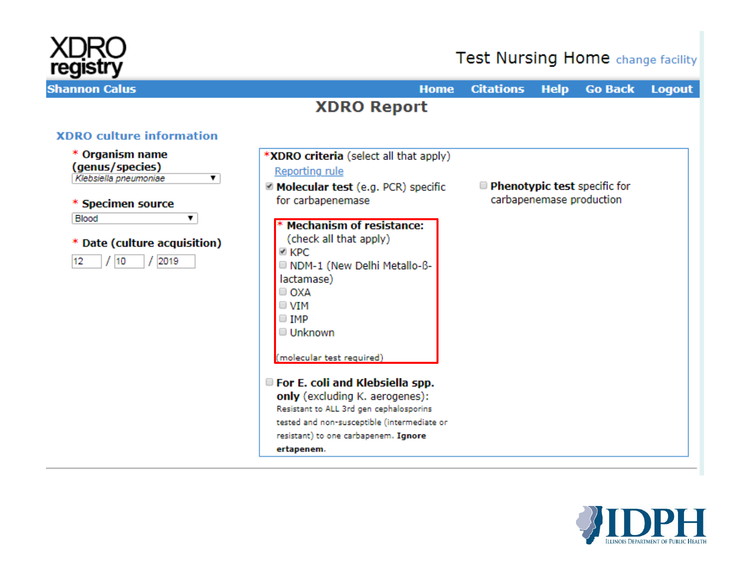XDRO registry

Test Nursing Home change facility

Shannon Calus

Home Citations Help Go Back Logout

# XDRO Report

## XDRO culture information

* Organism name (genus/species)

Klebsiella pneumoniae

* Specimen source

Blood

* Date (culture acquisition)

12 / 10 / 2019

*XDRO criteria (select all that apply)

Reporting rule

☑ **Molecular test** (e.g. PCR) specific for carbapenemase

* **Mechanism of resistance:** (check all that apply)

- ☑ KPC
- ☐ NDM-1 (New Delhi Metallo-ß-lactamase)
- ☐ OXA
- ☐ VIM
- ☐ IMP
- ☐ Unknown

(molecular test required)

☐ **For E. coli and Klebsiella spp. only** (excluding K. aerogenes): Resistant to ALL 3rd gen cephalosporins tested and non-susceptible (intermediate or resistant) to one carbapenem. **Ignore ertapenem.**

☐ **Phenotypic test** specific for carbapenemase production

IDPH Illinois Department of Public Health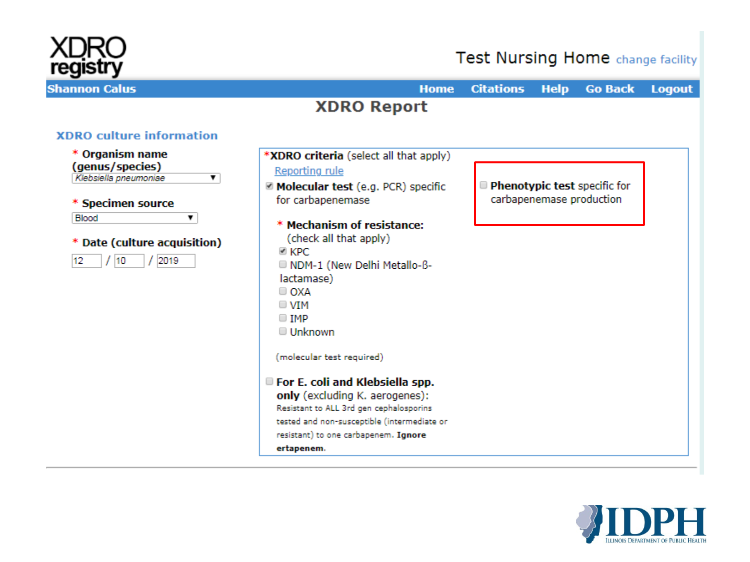XDRO registry

Test Nursing Home change facility

Shannon Calus — Home | Citations | Help | Go Back | Logout

# XDRO Report

## XDRO culture information

\* **Organism name (genus/species)**
Klebsiella pneumoniae

\* **Specimen source**
Blood

\* **Date (culture acquisition)**
12 / 10 / 2019

\***XDRO criteria** (select all that apply)

Reporting rule

- [x] **Molecular test** (e.g. PCR) specific for carbapenemase

  \* **Mechanism of resistance:** (check all that apply)
  - [x] KPC
  - [ ] NDM-1 (New Delhi Metallo-ß-lactamase)
  - [ ] OXA
  - [ ] VIM
  - [ ] IMP
  - [ ] Unknown

  (molecular test required)

- [ ] **For E. coli and Klebsiella spp. only** (excluding K. aerogenes): Resistant to ALL 3rd gen cephalosporins tested and non-susceptible (intermediate or resistant) to one carbapenem. **Ignore ertapenem.**

- [ ] **Phenotypic test** specific for carbapenemase production

IDPH Illinois Department of Public Health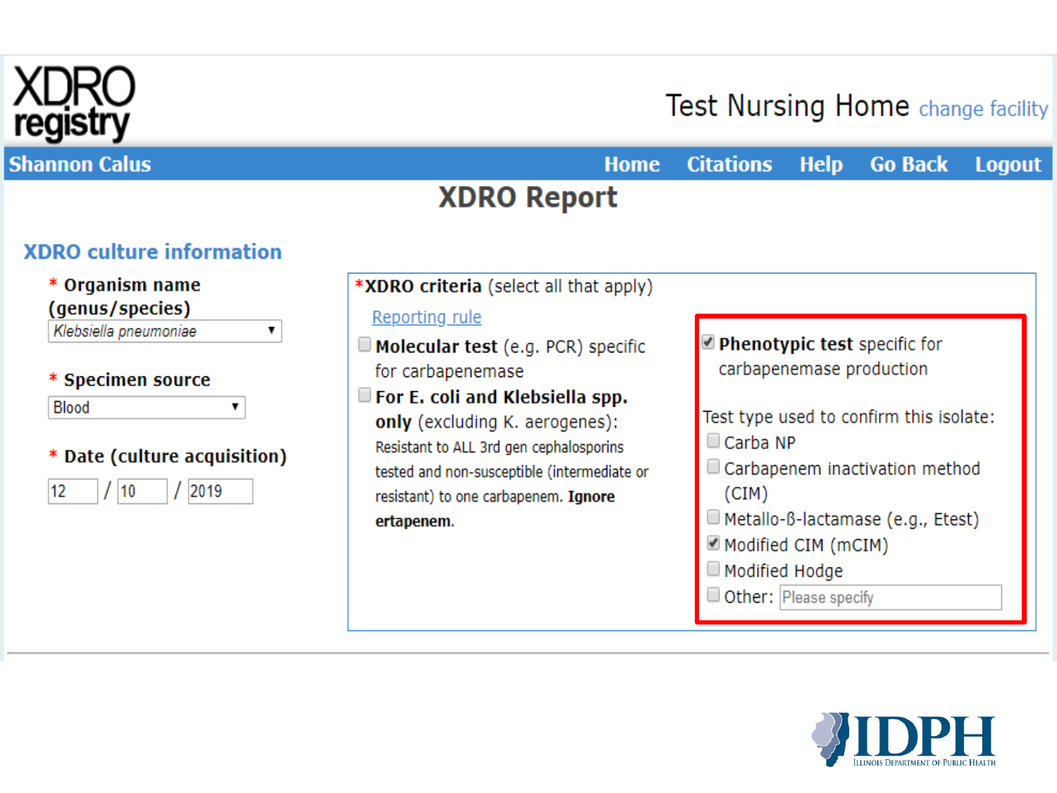XDRO registry

Test Nursing Home change facility

Shannon Calus | Home | Citations | Help | Go Back | Logout

# XDRO Report

## XDRO culture information

\* **Organism name (genus/species)**
*Klebsiella pneumoniae*

\* **Specimen source**
Blood

\* **Date (culture acquisition)**
12 / 10 / 2019

\***XDRO criteria** (select all that apply)

Reporting rule

- [ ] **Molecular test** (e.g. PCR) specific for carbapenemase
- [ ] **For E. coli and Klebsiella spp. only** (excluding K. aerogenes): Resistant to ALL 3rd gen cephalosporins tested and non-susceptible (intermediate or resistant) to one carbapenem. **Ignore ertapenem**.
- [x] **Phenotypic test** specific for carbapenemase production

Test type used to confirm this isolate:

- [ ] Carba NP
- [ ] Carbapenem inactivation method (CIM)
- [ ] Metallo-ß-lactamase (e.g., Etest)
- [x] Modified CIM (mCIM)
- [ ] Modified Hodge
- [ ] Other: Please specify

IDPH
Illinois Department of Public Health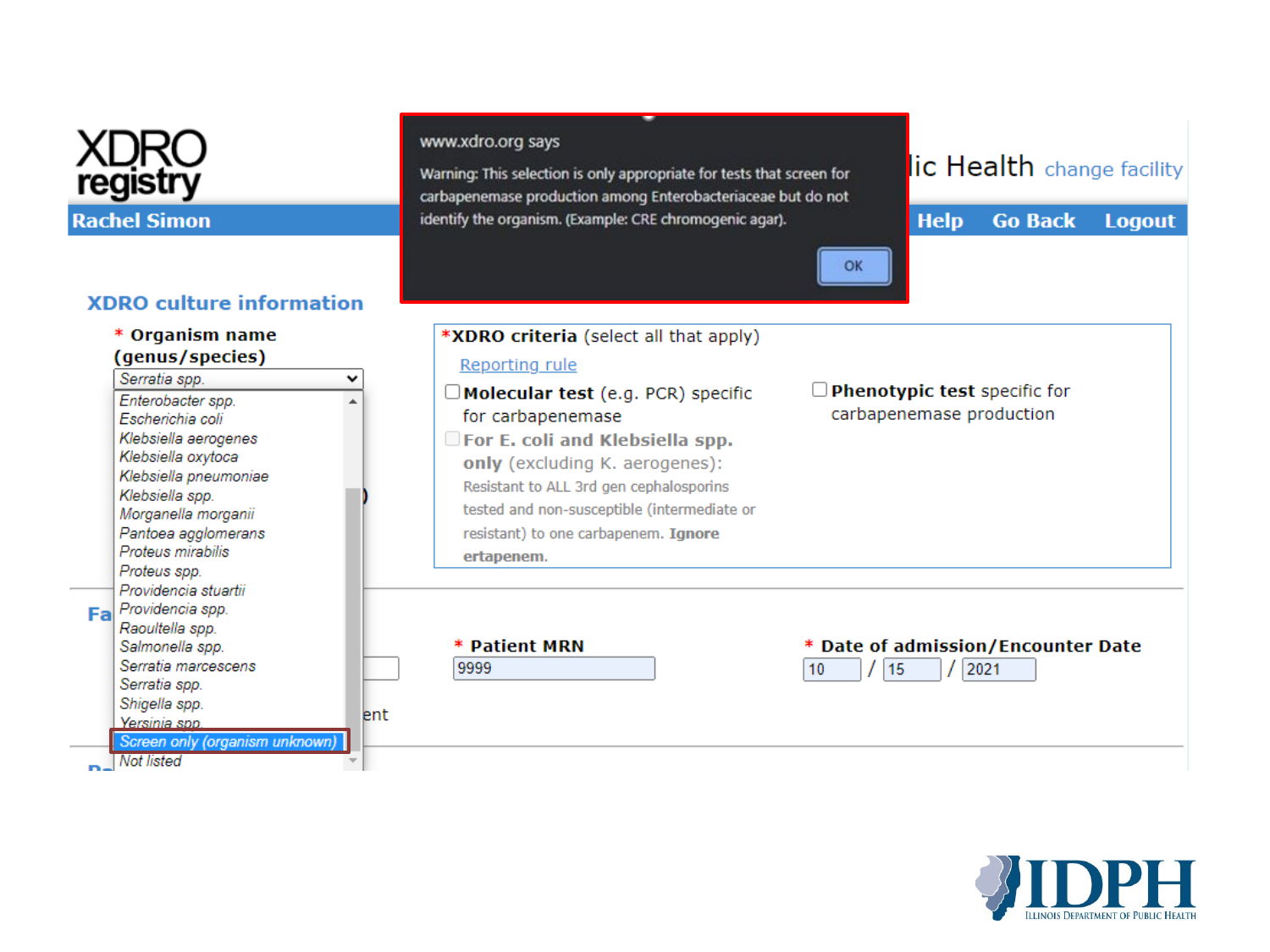XDRO registry

Rachel Simon

lic Health change facility

Help Go Back Logout

www.xdro.org says

Warning: This selection is only appropriate for tests that screen for carbapenemase production among Enterobacteriaceae but do not identify the organism. (Example: CRE chromogenic agar).

OK

## XDRO culture information

\* **Organism name (genus/species)**

Serratia spp.

- Enterobacter spp.
- Escherichia coli
- Klebsiella aerogenes
- Klebsiella oxytoca
- Klebsiella pneumoniae
- Klebsiella spp.
- Morganella morganii
- Pantoea agglomerans
- Proteus mirabilis
- Proteus spp.
- Providencia stuartii
- Providencia spp.
- Raoultella spp.
- Salmonella spp.
- Serratia marcescens
- Serratia spp.
- Shigella spp.
- Yersinia spp.
- Screen only (organism unknown)
- Not listed

\***XDRO criteria** (select all that apply)

Reporting rule

- **Molecular test** (e.g. PCR) specific for carbapenemase
- **For E. coli and Klebsiella spp. only** (excluding K. aerogenes): Resistant to ALL 3rd gen cephalosporins tested and non-susceptible (intermediate or resistant) to one carbapenem. **Ignore ertapenem.**
- **Phenotypic test** specific for carbapenemase production

\* **Patient MRN**

9999

\* **Date of admission/Encounter Date**

10 / 15 / 2021

IDPH Illinois Department of Public Health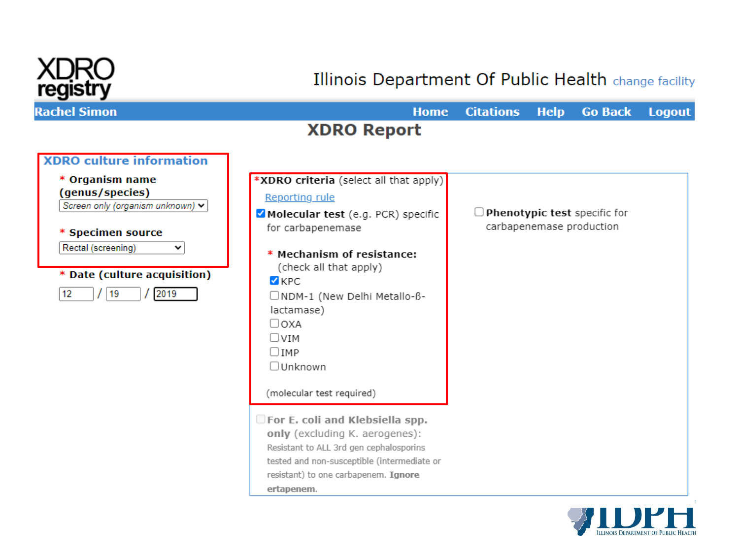XDRO registry

Illinois Department Of Public Health change facility

Rachel Simon — Home | Citations | Help | Go Back | Logout

# XDRO Report

## XDRO culture information

\* **Organism name (genus/species)**
*Screen only (organism unknown)*

\* **Specimen source**
Rectal (screening)

\* **Date (culture acquisition)**
12 / 19 / 2019

\***XDRO criteria** (select all that apply)

Reporting rule

☑ **Molecular test** (e.g. PCR) specific for carbapenemase

\* **Mechanism of resistance:** (check all that apply)

- ☑ KPC
- ☐ NDM-1 (New Delhi Metallo-ß-lactamase)
- ☐ OXA
- ☐ VIM
- ☐ IMP
- ☐ Unknown

(molecular test required)

☐ **Phenotypic test** specific for carbapenemase production

☐ **For E. coli and Klebsiella spp. only** (excluding K. aerogenes): Resistant to ALL 3rd gen cephalosporins tested and non-susceptible (intermediate or resistant) to one carbapenem. **Ignore ertapenem.**

IDPH
Illinois Department of Public Health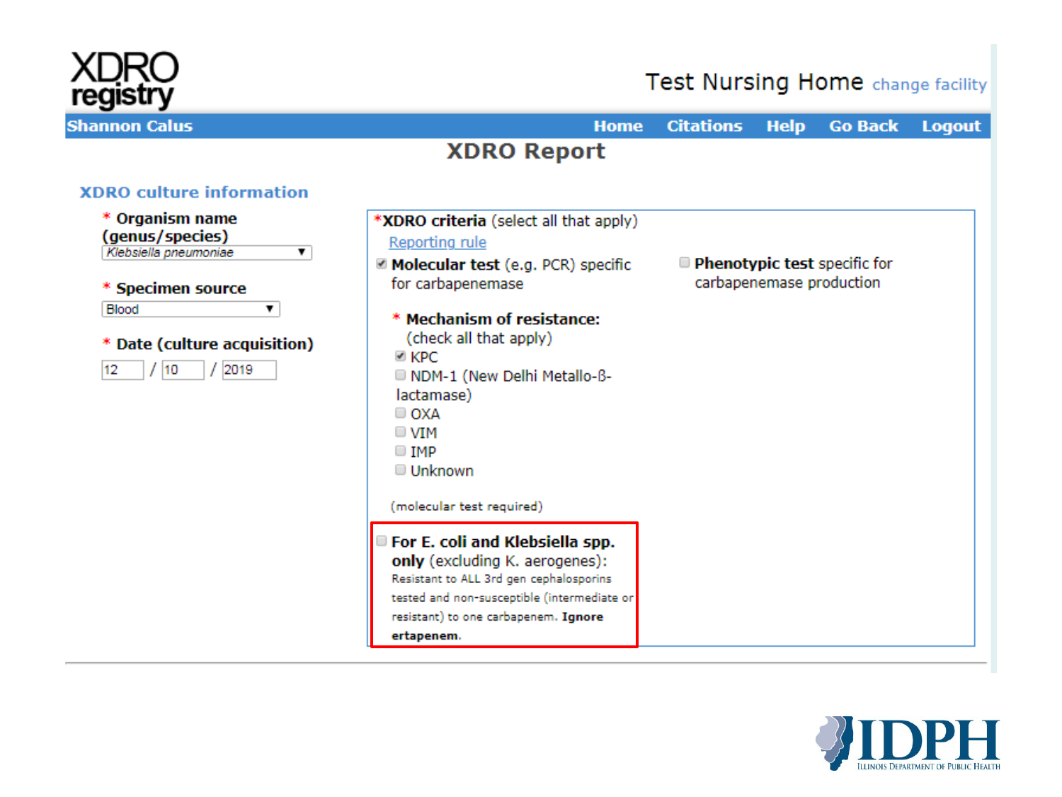XDRO registry

Test Nursing Home change facility

Shannon Calus

Home Citations Help Go Back Logout

# XDRO Report

## XDRO culture information

\* **Organism name (genus/species)**

Klebsiella pneumoniae

\* **Specimen source**

Blood

\* **Date (culture acquisition)**

12 / 10 / 2019

\***XDRO criteria** (select all that apply)

Reporting rule

- [x] **Molecular test** (e.g. PCR) specific for carbapenemase

  \* **Mechanism of resistance:** (check all that apply)

  - [x] KPC
  - [ ] NDM-1 (New Delhi Metallo-ß-lactamase)
  - [ ] OXA
  - [ ] VIM
  - [ ] IMP
  - [ ] Unknown

  (molecular test required)

- [ ] **Phenotypic test** specific for carbapenemase production

- [ ] **For E. coli and Klebsiella spp. only** (excluding K. aerogenes): Resistant to ALL 3rd gen cephalosporins tested and non-susceptible (intermediate or resistant) to one carbapenem. **Ignore ertapenem.**

IDPH Illinois Department of Public Health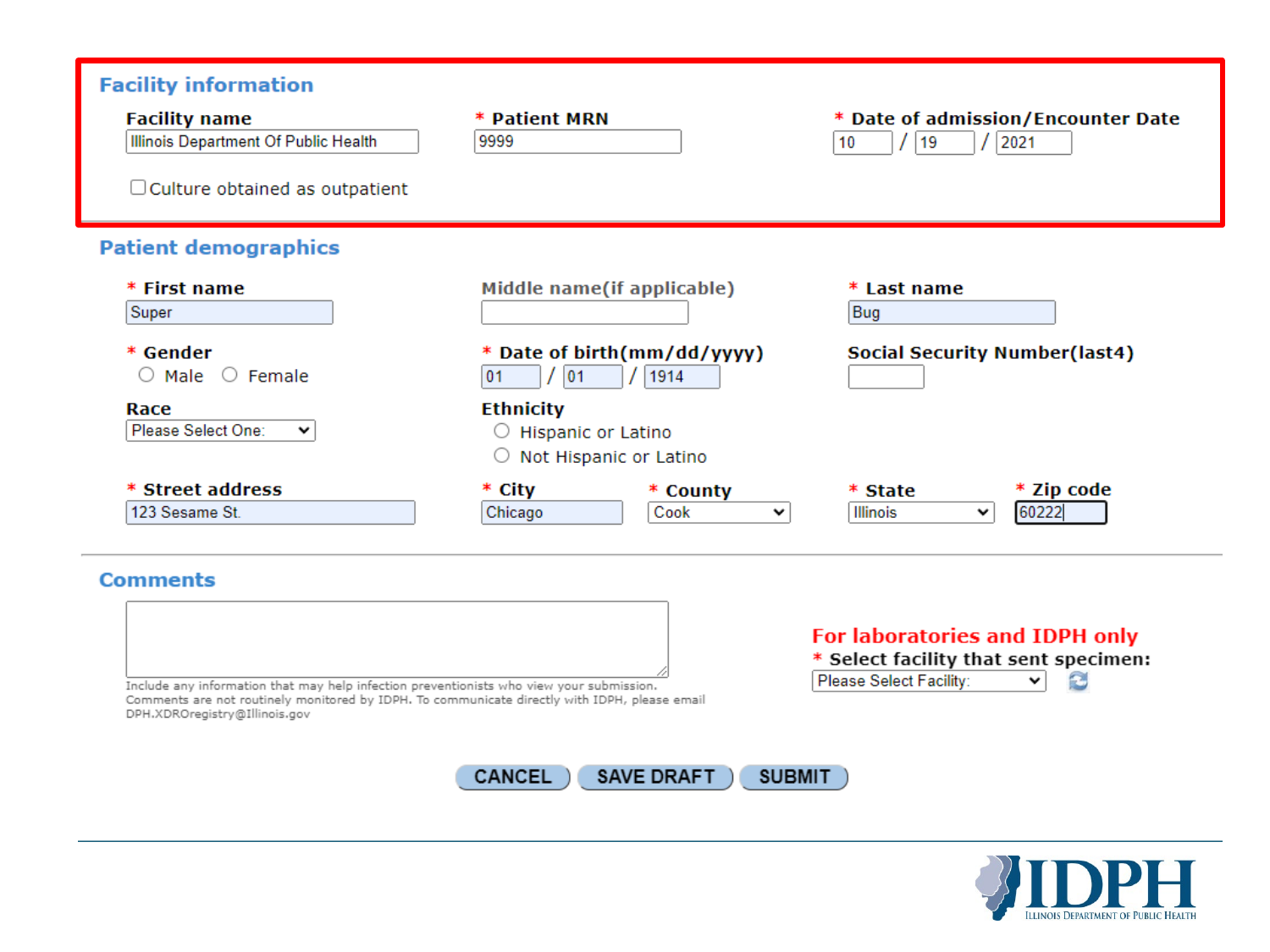## Facility information

**Facility name**
Illinois Department Of Public Health

* **Patient MRN**
9999

* **Date of admission/Encounter Date**
10 / 19 / 2021

☐ Culture obtained as outpatient

## Patient demographics

* **First name**
Super

**Middle name(if applicable)**

* **Last name**
Bug

* **Gender**
○ Male ○ Female

* **Date of birth(mm/dd/yyyy)**
01 / 01 / 1914

**Social Security Number(last4)**

**Race**
Please Select One:

**Ethnicity**
○ Hispanic or Latino
○ Not Hispanic or Latino

* **Street address**
123 Sesame St.

* **City**
Chicago

* **County**
Cook

* **State**
Illinois

* **Zip code**
60222

## Comments

Include any information that may help infection preventionists who view your submission. Comments are not routinely monitored by IDPH. To communicate directly with IDPH, please email DPH.XDROregistry@Illinois.gov

**For laboratories and IDPH only**

* **Select facility that sent specimen:**
Please Select Facility:

CANCEL SAVE DRAFT SUBMIT

IDPH
ILLINOIS DEPARTMENT OF PUBLIC HEALTH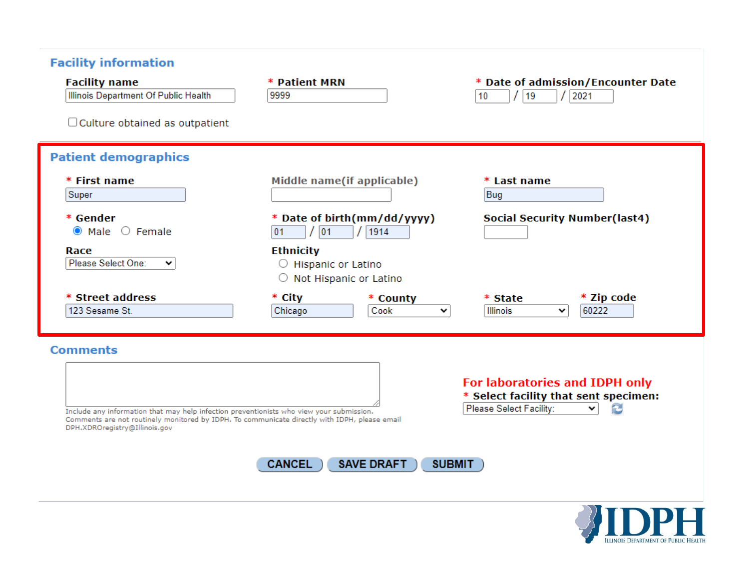## Facility information

**Facility name**: Illinois Department Of Public Health

* **Patient MRN**: 9999

* **Date of admission/Encounter Date**: 10 / 19 / 2021

☐ Culture obtained as outpatient

## Patient demographics

* **First name**: Super

**Middle name(if applicable)**:

* **Last name**: Bug

* **Gender**: ◉ Male ○ Female

* **Date of birth(mm/dd/yyyy)**: 01 / 01 / 1914

**Social Security Number(last4)**:

**Race**: Please Select One:

**Ethnicity**

○ Hispanic or Latino

○ Not Hispanic or Latino

* **Street address**: 123 Sesame St.

* **City**: Chicago

* **County**: Cook

* **State**: Illinois

* **Zip code**: 60222

## Comments

Include any information that may help infection preventionists who view your submission. Comments are not routinely monitored by IDPH. To communicate directly with IDPH, please email DPH.XDROregistry@Illinois.gov

**For laboratories and IDPH only**

* **Select facility that sent specimen**: Please Select Facility:

CANCEL | SAVE DRAFT | SUBMIT

IDPH
ILLINOIS DEPARTMENT OF PUBLIC HEALTH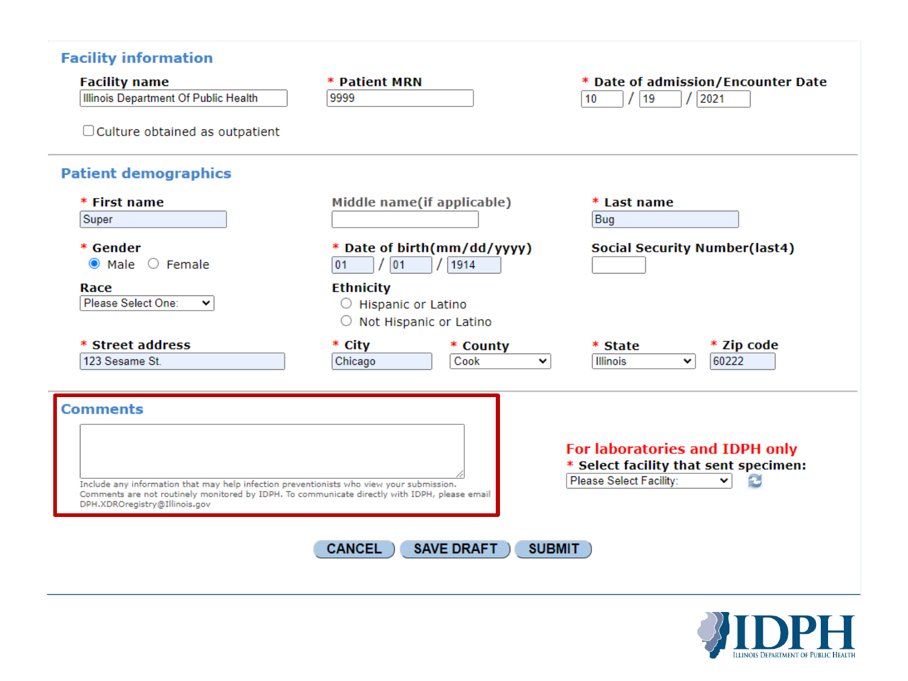## Facility information

**Facility name**
Illinois Department Of Public Health

**\* Patient MRN**
9999

**\* Date of admission/Encounter Date**
10 / 19 / 2021

☐ Culture obtained as outpatient

## Patient demographics

**\* First name**
Super

**Middle name(if applicable)**

**\* Last name**
Bug

**\* Gender**
◉ Male ○ Female

**\* Date of birth(mm/dd/yyyy)**
01 / 01 / 1914

**Social Security Number(last4)**

**Race**
Please Select One:

**Ethnicity**
○ Hispanic or Latino
○ Not Hispanic or Latino

**\* Street address**
123 Sesame St.

**\* City**
Chicago

**\* County**
Cook

**\* State**
Illinois

**\* Zip code**
60222

## Comments

Include any information that may help infection preventionists who view your submission. Comments are not routinely monitored by IDPH. To communicate directly with IDPH, please email DPH.XDROregistry@Illinois.gov

**For laboratories and IDPH only**

**\* Select facility that sent specimen:**
Please Select Facility:

CANCEL SAVE DRAFT SUBMIT

IDPH
ILLINOIS DEPARTMENT OF PUBLIC HEALTH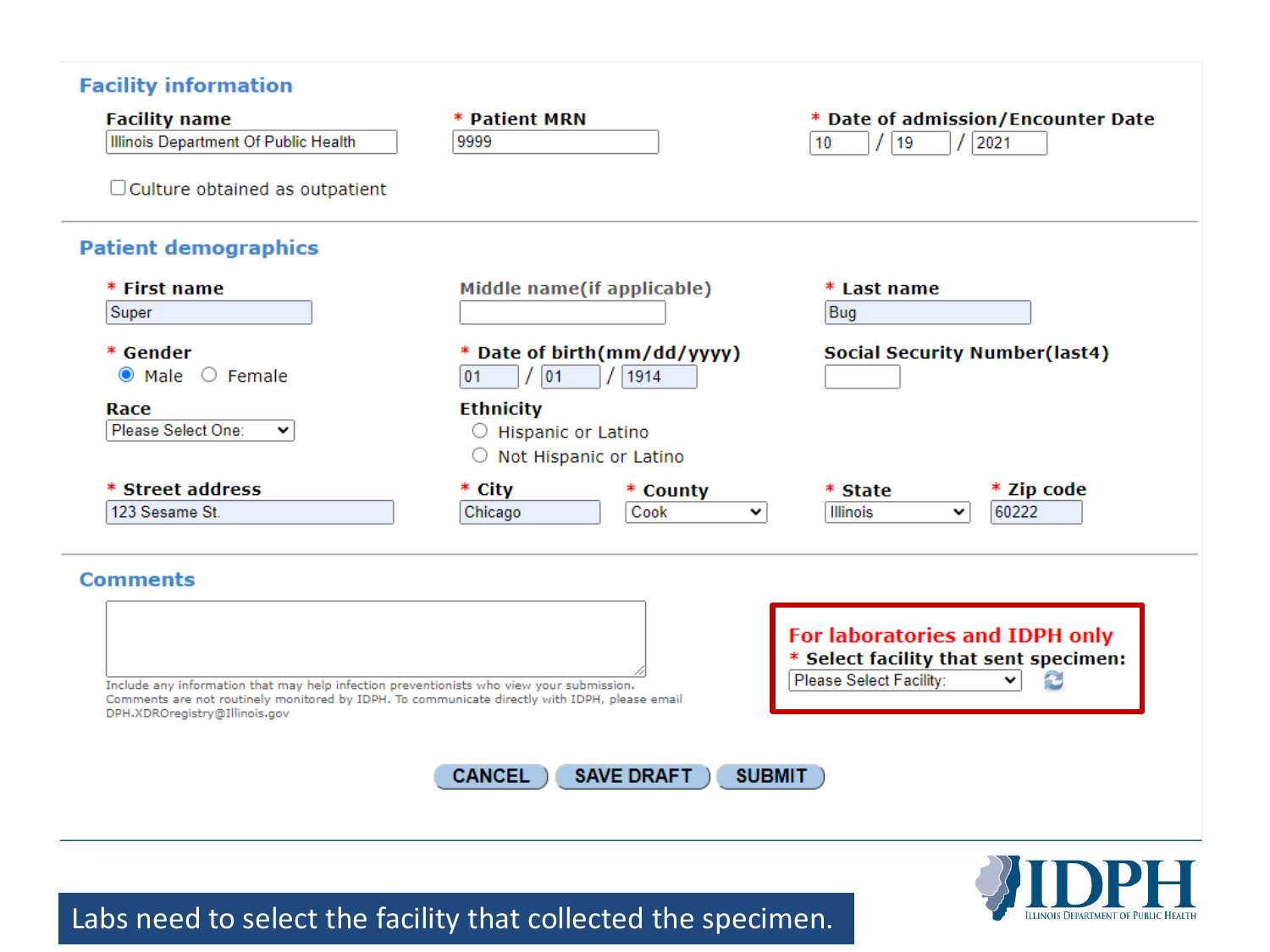## Facility information

**Facility name**
Illinois Department Of Public Health

**\* Patient MRN**
9999

**\* Date of admission/Encounter Date**
10 / 19 / 2021

☐ Culture obtained as outpatient

## Patient demographics

**\* First name**
Super

**Middle name(if applicable)**

**\* Last name**
Bug

**\* Gender**
◉ Male ○ Female

**\* Date of birth(mm/dd/yyyy)**
01 / 01 / 1914

**Social Security Number(last4)**

**Race**
Please Select One:

**Ethnicity**
○ Hispanic or Latino
○ Not Hispanic or Latino

**\* Street address**
123 Sesame St.

**\* City**
Chicago

**\* County**
Cook

**\* State**
Illinois

**\* Zip code**
60222

## Comments

Include any information that may help infection preventionists who view your submission. Comments are not routinely monitored by IDPH. To communicate directly with IDPH, please email DPH.XDROregistry@Illinois.gov

**For laboratories and IDPH only**
**\* Select facility that sent specimen:**
Please Select Facility:

CANCEL | SAVE DRAFT | SUBMIT

IDPH
ILLINOIS DEPARTMENT OF PUBLIC HEALTH

Labs need to select the facility that collected the specimen.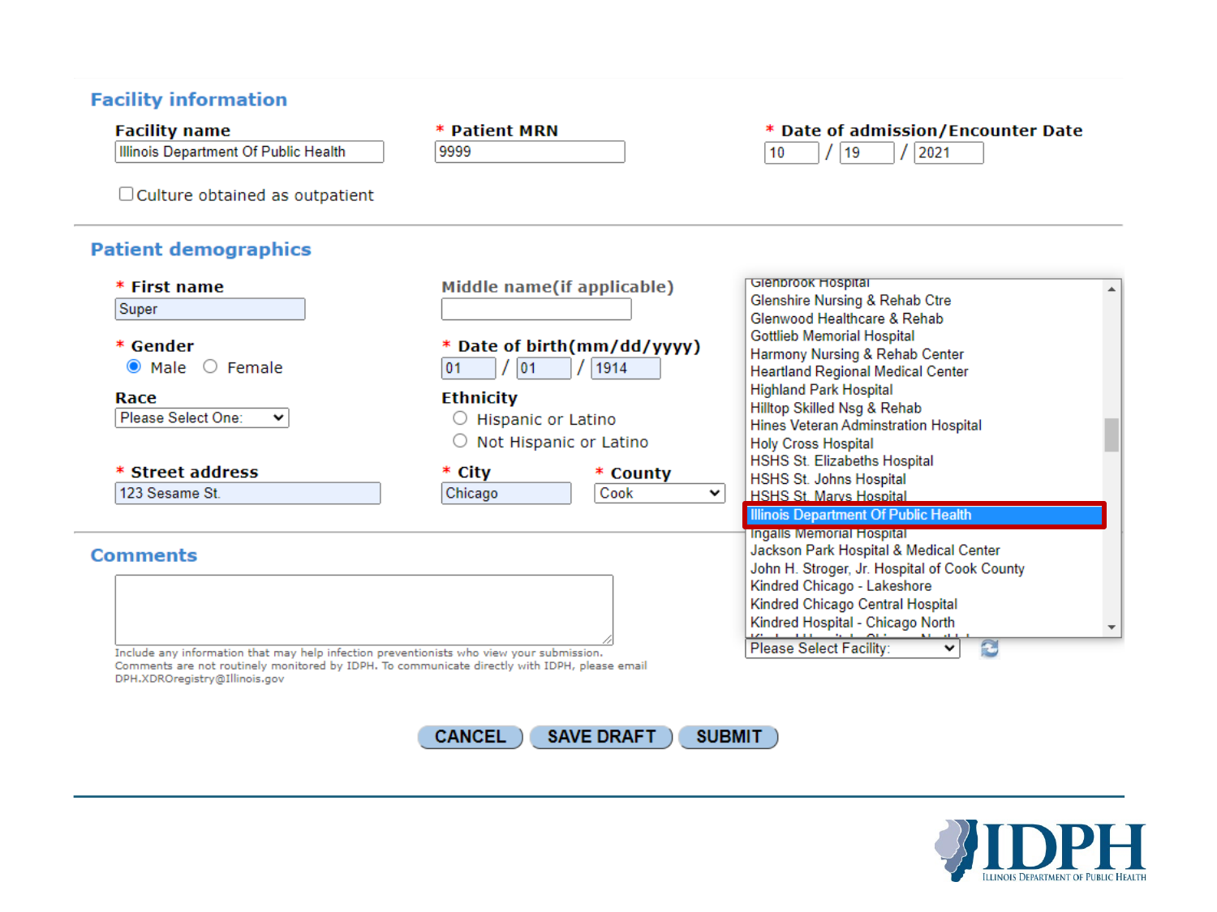## Facility information

**Facility name**
Illinois Department Of Public Health

\* **Patient MRN**
9999

\* **Date of admission/Encounter Date**
10 / 19 / 2021

☐ Culture obtained as outpatient

## Patient demographics

\* **First name**
Super

**Middle name(if applicable)**

\* **Gender**
◉ Male ○ Female

\* **Date of birth(mm/dd/yyyy)**
01 / 01 / 1914

**Race**
Please Select One:

**Ethnicity**
○ Hispanic or Latino
○ Not Hispanic or Latino

\* **Street address**
123 Sesame St.

\* **City**
Chicago

\* **County**
Cook

- Glenbrook Hospital
- Glenshire Nursing & Rehab Ctre
- Glenwood Healthcare & Rehab
- Gottlieb Memorial Hospital
- Harmony Nursing & Rehab Center
- Heartland Regional Medical Center
- Highland Park Hospital
- Hilltop Skilled Nsg & Rehab
- Hines Veteran Adminstration Hospital
- Holy Cross Hospital
- HSHS St. Elizabeths Hospital
- HSHS St. Johns Hospital
- HSHS St. Marys Hospital
- Illinois Department Of Public Health
- Ingalls Memorial Hospital
- Jackson Park Hospital & Medical Center
- John H. Stroger, Jr. Hospital of Cook County
- Kindred Chicago - Lakeshore
- Kindred Chicago Central Hospital
- Kindred Hospital - Chicago North

Please Select Facility:

## Comments

Include any information that may help infection preventionists who view your submission. Comments are not routinely monitored by IDPH. To communicate directly with IDPH, please email DPH.XDROregistry@Illinois.gov

CANCEL | SAVE DRAFT | SUBMIT

IDPH
Illinois Department of Public Health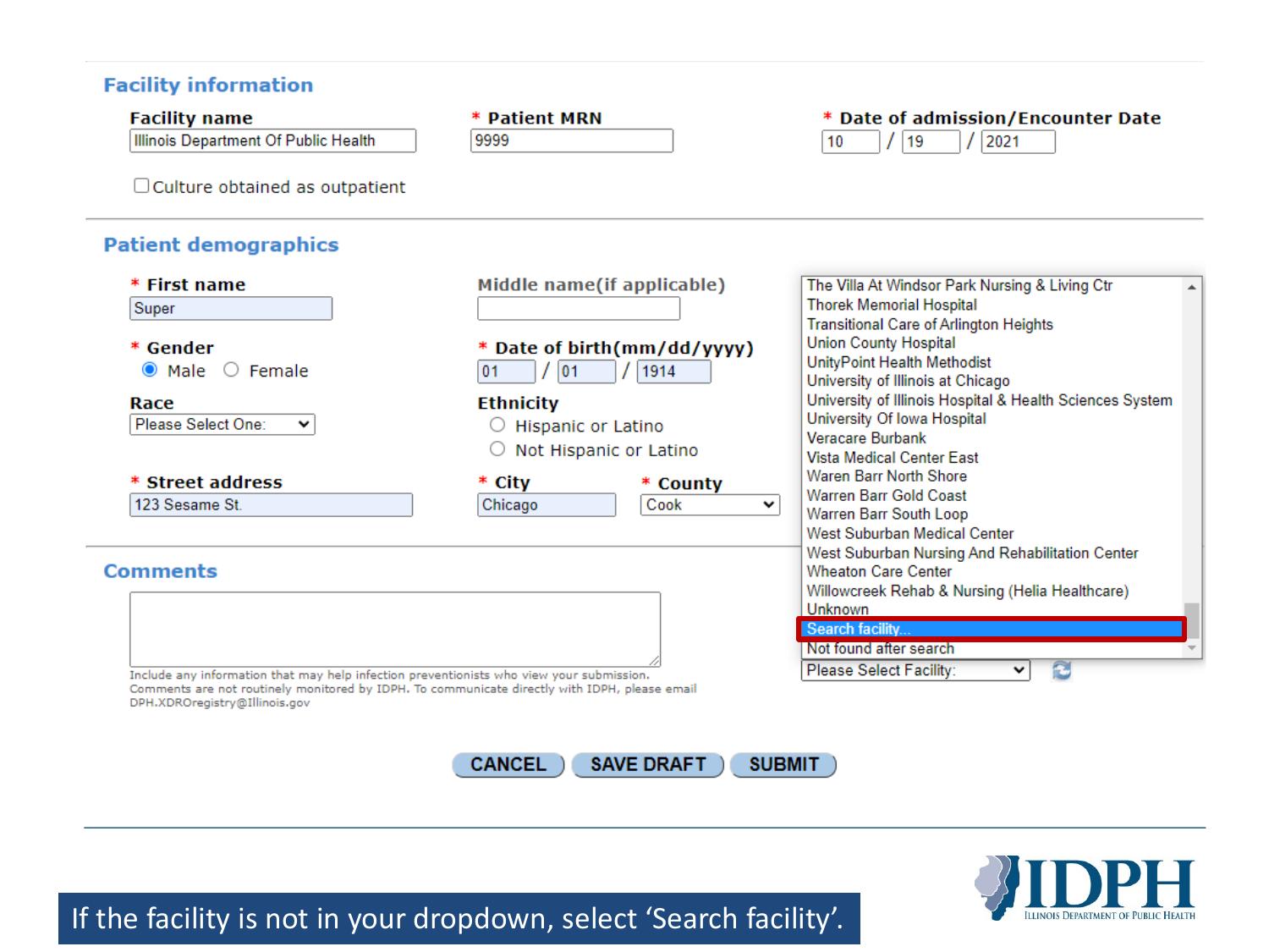## Facility information

**Facility name**
Illinois Department Of Public Health

**\* Patient MRN**
9999

**\* Date of admission/Encounter Date**
10 / 19 / 2021

☐ Culture obtained as outpatient

## Patient demographics

**\* First name**
Super

**Middle name(if applicable)**

**\* Gender**
◉ Male ○ Female

**\* Date of birth(mm/dd/yyyy)**
01 / 01 / 1914

**Race**
Please Select One:

**Ethnicity**
○ Hispanic or Latino
○ Not Hispanic or Latino

**\* Street address**
123 Sesame St.

**\* City**
Chicago

**\* County**
Cook

- The Villa At Windsor Park Nursing & Living Ctr
- Thorek Memorial Hospital
- Transitional Care of Arlington Heights
- Union County Hospital
- UnityPoint Health Methodist
- University of Illinois at Chicago
- University of Illinois Hospital & Health Sciences System
- University Of Iowa Hospital
- Veracare Burbank
- Vista Medical Center East
- Waren Barr North Shore
- Warren Barr Gold Coast
- Warren Barr South Loop
- West Suburban Medical Center
- West Suburban Nursing And Rehabilitation Center
- Wheaton Care Center
- Willowcreek Rehab & Nursing (Helia Healthcare)
- Unknown
- Search facility...
- Not found after search

Please Select Facility:

## Comments

Include any information that may help infection preventionists who view your submission. Comments are not routinely monitored by IDPH. To communicate directly with IDPH, please email DPH.XDROregistry@Illinois.gov

CANCEL | SAVE DRAFT | SUBMIT

If the facility is not in your dropdown, select 'Search facility'.

IDPH
Illinois Department of Public Health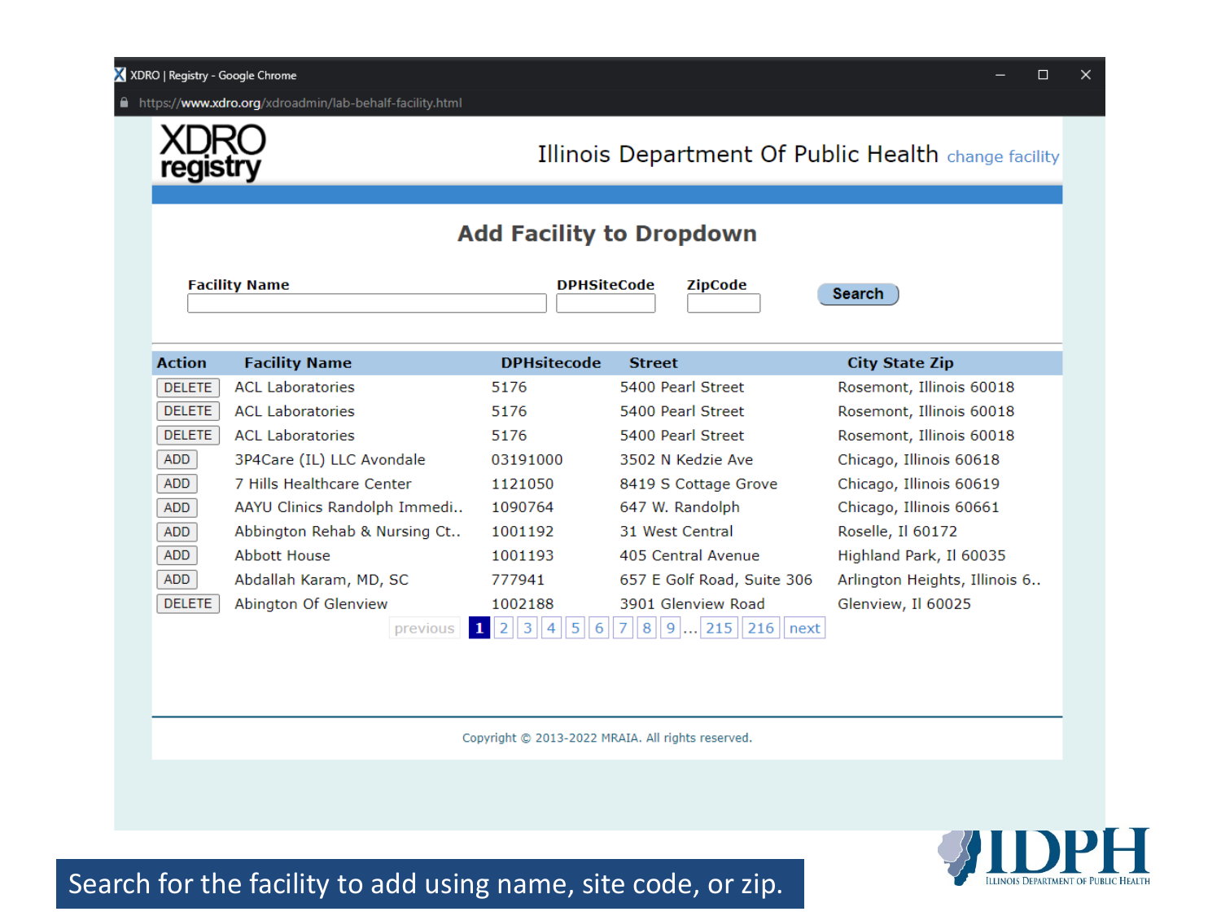XDRO | Registry - Google Chrome

https://www.xdro.org/xdroadmin/lab-behalf-facility.html

XDRO registry

Illinois Department Of Public Health change facility

## Add Facility to Dropdown

Facility Name | DPHSiteCode | ZipCode | Search

| Action | Facility Name | DPHsitecode | Street | City State Zip |
|---|---|---|---|---|
| DELETE | ACL Laboratories | 5176 | 5400 Pearl Street | Rosemont, Illinois 60018 |
| DELETE | ACL Laboratories | 5176 | 5400 Pearl Street | Rosemont, Illinois 60018 |
| DELETE | ACL Laboratories | 5176 | 5400 Pearl Street | Rosemont, Illinois 60018 |
| ADD | 3P4Care (IL) LLC Avondale | 03191000 | 3502 N Kedzie Ave | Chicago, Illinois 60618 |
| ADD | 7 Hills Healthcare Center | 1121050 | 8419 S Cottage Grove | Chicago, Illinois 60619 |
| ADD | AAYU Clinics Randolph Immedi.. | 1090764 | 647 W. Randolph | Chicago, Illinois 60661 |
| ADD | Abbington Rehab & Nursing Ct.. | 1001192 | 31 West Central | Roselle, Il 60172 |
| ADD | Abbott House | 1001193 | 405 Central Avenue | Highland Park, Il 60035 |
| ADD | Abdallah Karam, MD, SC | 777941 | 657 E Golf Road, Suite 306 | Arlington Heights, Illinois 6.. |
| DELETE | Abington Of Glenview | 1002188 | 3901 Glenview Road | Glenview, Il 60025 |

previous 1 2 3 4 5 6 7 8 9 ... 215 216 next

Copyright © 2013-2022 MRAIA. All rights reserved.

Search for the facility to add using name, site code, or zip.

IDPH Illinois Department of Public Health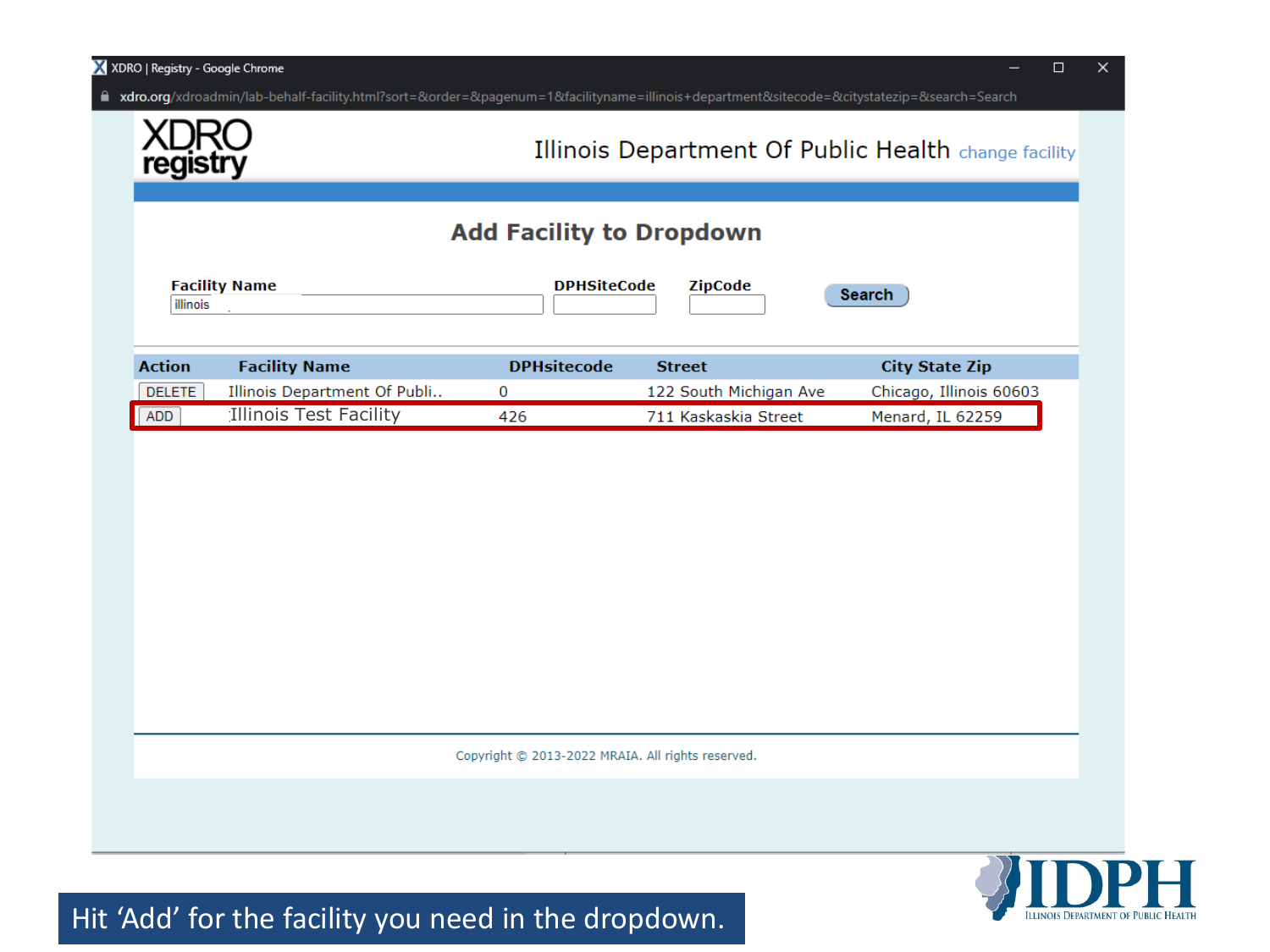XDRO | Registry - Google Chrome

xdro.org/xdroadmin/lab-behalf-facility.html?sort=&order=&pagenum=1&facilityname=illinois+department&sitecode=&citystatezip=&search=Search

XDRO registry

Illinois Department Of Public Health change facility

## Add Facility to Dropdown

Facility Name: illinois

DPHSiteCode

ZipCode

Search

| Action | Facility Name | DPHsitecode | Street | City State Zip |
|---|---|---|---|---|
| DELETE | Illinois Department Of Publi.. | 0 | 122 South Michigan Ave | Chicago, Illinois 60603 |
| ADD | Illinois Test Facility | 426 | 711 Kaskaskia Street | Menard, IL 62259 |

Copyright © 2013-2022 MRAIA. All rights reserved.

Hit 'Add' for the facility you need in the dropdown.

IDPH
Illinois Department of Public Health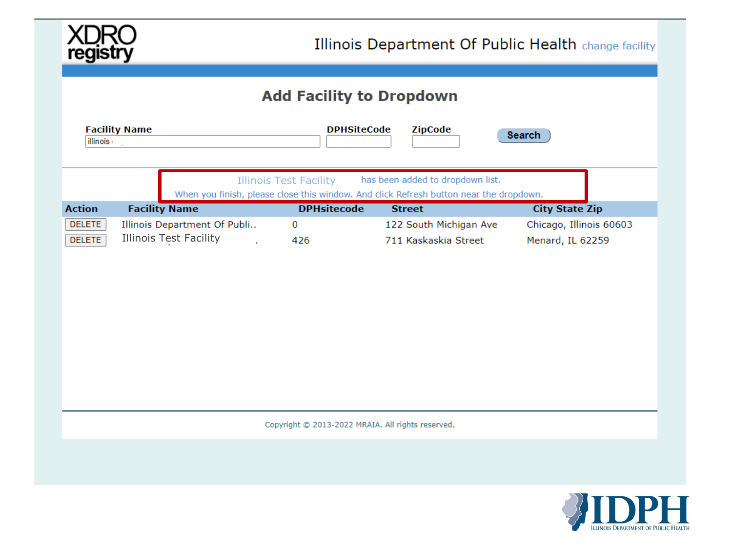XDRO registry

Illinois Department Of Public Health change facility

## Add Facility to Dropdown

**Facility Name** illinois

**DPHSiteCode**

**ZipCode**

Search

Illinois Test Facility has been added to dropdown list.

When you finish, please close this window. And click Refresh button near the dropdown.

| Action | Facility Name | DPHsitecode | Street | City State Zip |
|---|---|---|---|---|
| DELETE | Illinois Department Of Publi.. | 0 | 122 South Michigan Ave | Chicago, Illinois 60603 |
| DELETE | Illinois Test Facility | 426 | 711 Kaskaskia Street | Menard, IL 62259 |

Copyright © 2013-2022 MRAIA. All rights reserved.

IDPH Illinois Department of Public Health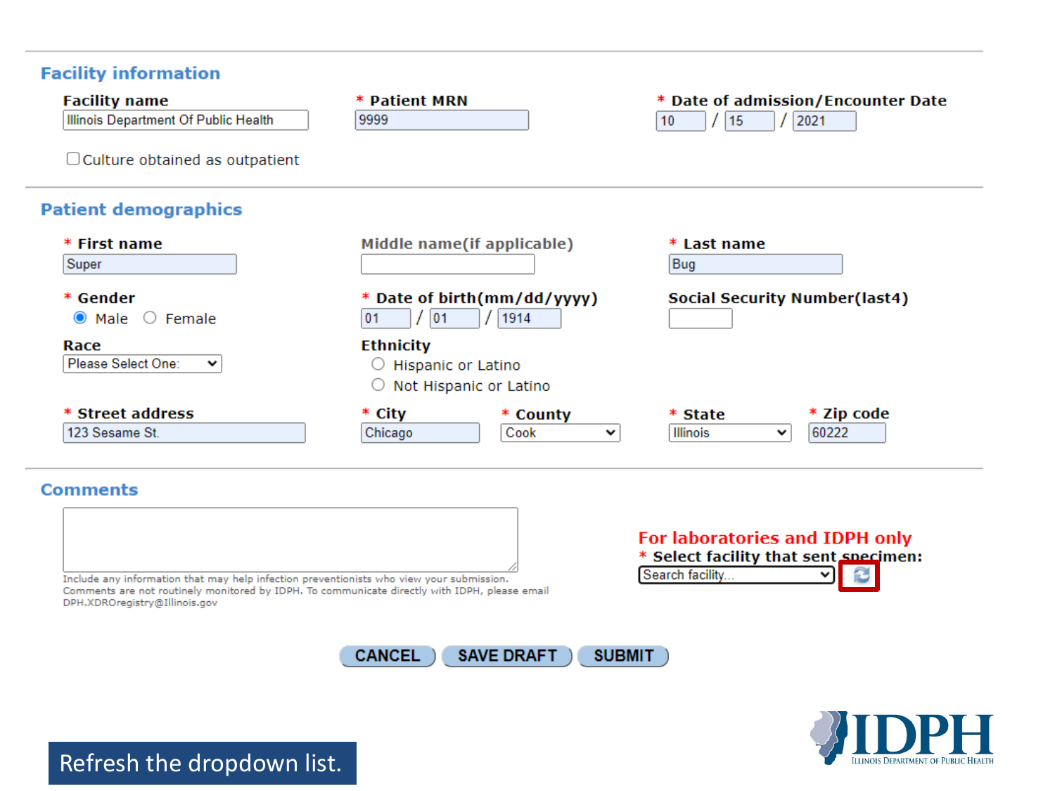## Facility information

**Facility name**
Illinois Department Of Public Health

**\* Patient MRN**
9999

**\* Date of admission/Encounter Date**
10 / 15 / 2021

☐ Culture obtained as outpatient

## Patient demographics

**\* First name**
Super

**Middle name(if applicable)**

**\* Last name**
Bug

**\* Gender**
◉ Male ○ Female

**\* Date of birth(mm/dd/yyyy)**
01 / 01 / 1914

**Social Security Number(last4)**

**Race**
Please Select One:

**Ethnicity**
○ Hispanic or Latino
○ Not Hispanic or Latino

**\* Street address**
123 Sesame St.

**\* City**
Chicago

**\* County**
Cook

**\* State**
Illinois

**\* Zip code**
60222

## Comments

Include any information that may help infection preventionists who view your submission. Comments are not routinely monitored by IDPH. To communicate directly with IDPH, please email DPH.XDROregistry@Illinois.gov

**For laboratories and IDPH only**

**\* Select facility that sent specimen:**
Search facility...

CANCEL | SAVE DRAFT | SUBMIT

Refresh the dropdown list.

IDPH
Illinois Department of Public Health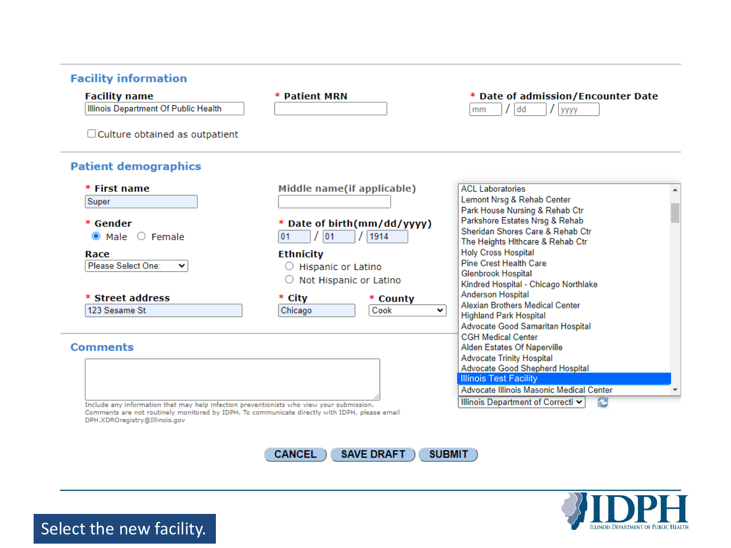## Facility information

**Facility name**
Illinois Department Of Public Health

\* **Patient MRN**

\* **Date of admission/Encounter Date**
mm / dd / yyyy

☐ Culture obtained as outpatient

## Patient demographics

\* **First name**
Super

**Middle name(if applicable)**

\* **Gender**
◉ Male ○ Female

\* **Date of birth(mm/dd/yyyy)**
01 / 01 / 1914

**Race**
Please Select One:

**Ethnicity**
○ Hispanic or Latino
○ Not Hispanic or Latino

\* **Street address**
123 Sesame St.

\* **City**
Chicago

\* **County**
Cook

- ACL Laboratories
- Lemont Nrsg & Rehab Center
- Park House Nursing & Rehab Ctr
- Parkshore Estates Nrsg & Rehab
- Sheridan Shores Care & Rehab Ctr
- The Heights Hlthcare & Rehab Ctr
- Holy Cross Hospital
- Pine Crest Health Care
- Glenbrook Hospital
- Kindred Hospital - Chicago Northlake
- Anderson Hospital
- Alexian Brothers Medical Center
- Highland Park Hospital
- Advocate Good Samaritan Hospital
- CGH Medical Center
- Alden Estates Of Naperville
- Advocate Trinity Hospital
- Advocate Good Shepherd Hospital
- Illinois Test Facility
- Advocate Illinois Masonic Medical Center

Illinois Department of Correcti

## Comments

Include any information that may help infection preventionists who view your submission. Comments are not routinely monitored by IDPH. To communicate directly with IDPH, please email DPH.XDROregistry@Illinois.gov

CANCEL SAVE DRAFT SUBMIT

Select the new facility.

IDPH
Illinois Department of Public Health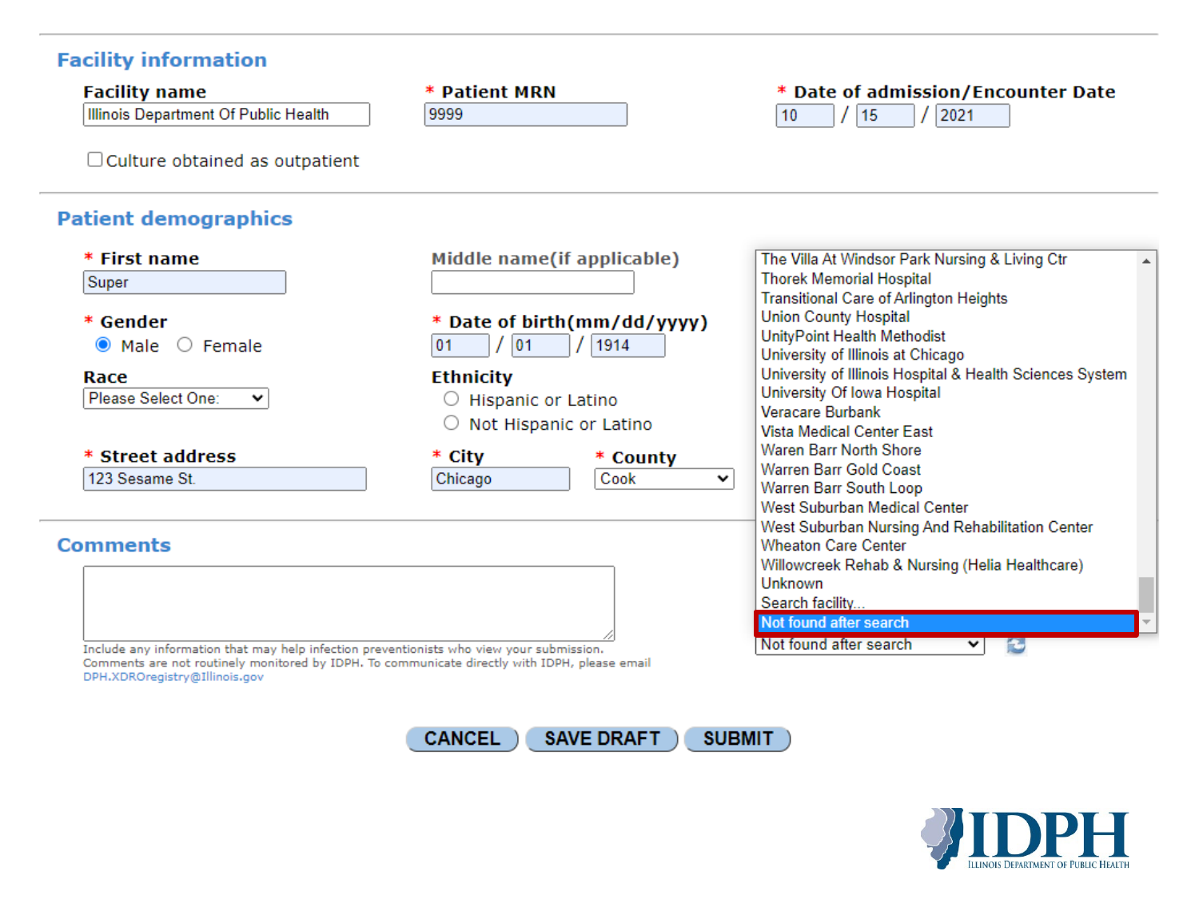## Facility information

**Facility name**
Illinois Department Of Public Health

* **Patient MRN**
9999

* **Date of admission/Encounter Date**
10 / 15 / 2021

☐ Culture obtained as outpatient

## Patient demographics

* **First name**
Super

**Middle name(if applicable)**

* **Gender**
◉ Male ○ Female

* **Date of birth(mm/dd/yyyy)**
01 / 01 / 1914

**Race**
Please Select One:

**Ethnicity**
○ Hispanic or Latino
○ Not Hispanic or Latino

* **Street address**
123 Sesame St.

* **City**
Chicago

* **County**
Cook

The Villa At Windsor Park Nursing & Living Ctr
Thorek Memorial Hospital
Transitional Care of Arlington Heights
Union County Hospital
UnityPoint Health Methodist
University of Illinois at Chicago
University of Illinois Hospital & Health Sciences System
University Of Iowa Hospital
Veracare Burbank
Vista Medical Center East
Waren Barr North Shore
Warren Barr Gold Coast
Warren Barr South Loop
West Suburban Medical Center
West Suburban Nursing And Rehabilitation Center
Wheaton Care Center
Willowcreek Rehab & Nursing (Helia Healthcare)
Unknown
Search facility...
Not found after search

Not found after search

## Comments

Include any information that may help infection preventionists who view your submission.
Comments are not routinely monitored by IDPH. To communicate directly with IDPH, please email DPH.XDROregistry@Illinois.gov

CANCEL | SAVE DRAFT | SUBMIT

IDPH
ILLINOIS DEPARTMENT OF PUBLIC HEALTH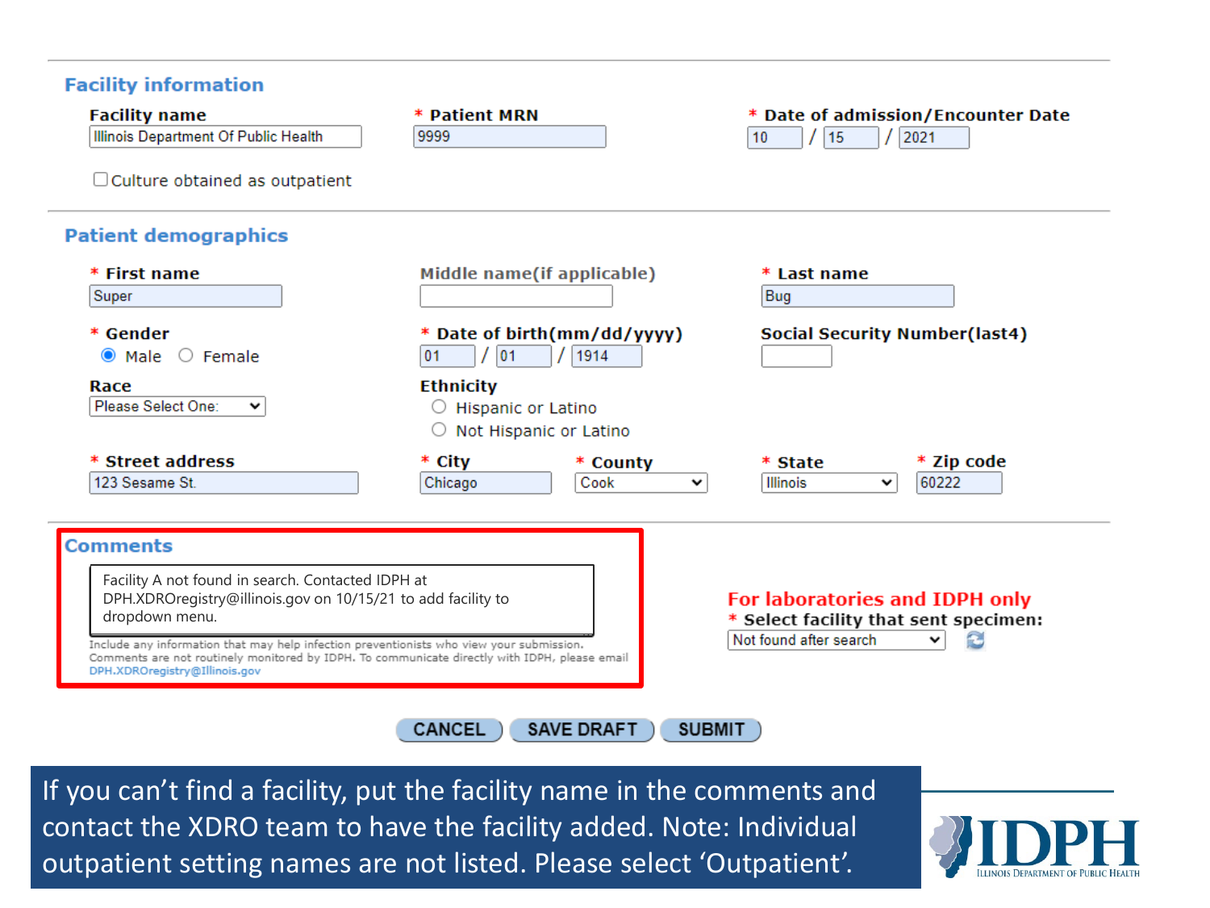## Facility information

**Facility name**
Illinois Department Of Public Health

\* **Patient MRN**
9999

\* **Date of admission/Encounter Date**
10 / 15 / 2021

☐ Culture obtained as outpatient

## Patient demographics

\* **First name**
Super

**Middle name(if applicable)**

\* **Last name**
Bug

\* **Gender**
◉ Male ○ Female

\* **Date of birth(mm/dd/yyyy)**
01 / 01 / 1914

**Social Security Number(last4)**

**Race**
Please Select One:

**Ethnicity**
○ Hispanic or Latino
○ Not Hispanic or Latino

\* **Street address**
123 Sesame St.

\* **City**
Chicago

\* **County**
Cook

\* **State**
Illinois

\* **Zip code**
60222

## Comments

Facility A not found in search. Contacted IDPH at DPH.XDROregistry@illinois.gov on 10/15/21 to add facility to dropdown menu.

Include any information that may help infection preventionists who view your submission. Comments are not routinely monitored by IDPH. To communicate directly with IDPH, please email DPH.XDROregistry@Illinois.gov

**For laboratories and IDPH only**

\* **Select facility that sent specimen:**
Not found after search

CANCEL | SAVE DRAFT | SUBMIT

If you can't find a facility, put the facility name in the comments and contact the XDRO team to have the facility added. Note: Individual outpatient setting names are not listed. Please select 'Outpatient'.

IDPH
ILLINOIS DEPARTMENT OF PUBLIC HEALTH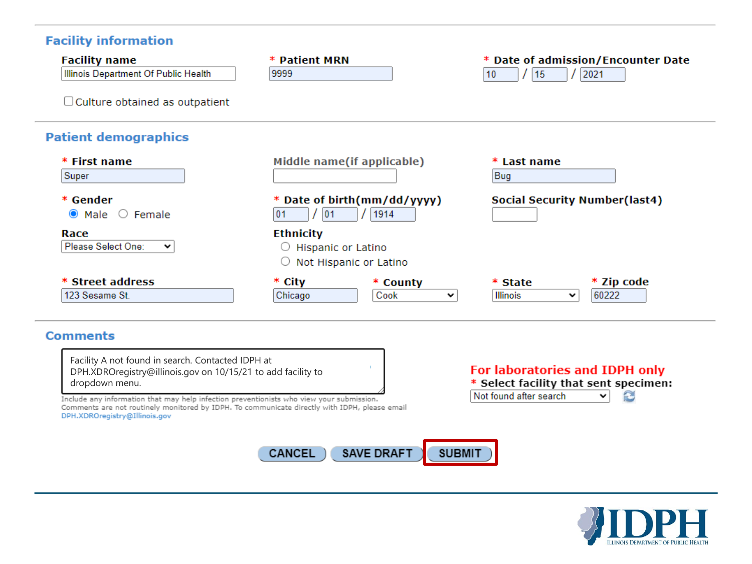## Facility information

**Facility name**
Illinois Department Of Public Health

**\* Patient MRN**
9999

**\* Date of admission/Encounter Date**
10 / 15 / 2021

☐ Culture obtained as outpatient

## Patient demographics

**\* First name**
Super

**Middle name(if applicable)**

**\* Last name**
Bug

**\* Gender**
◉ Male ○ Female

**\* Date of birth(mm/dd/yyyy)**
01 / 01 / 1914

**Social Security Number(last4)**

**Race**
Please Select One:

**Ethnicity**
○ Hispanic or Latino
○ Not Hispanic or Latino

**\* Street address**
123 Sesame St.

**\* City**
Chicago

**\* County**
Cook

**\* State**
Illinois

**\* Zip code**
60222

## Comments

Facility A not found in search. Contacted IDPH at DPH.XDROregistry@illinois.gov on 10/15/21 to add facility to dropdown menu.

Include any information that may help infection preventionists who view your submission. Comments are not routinely monitored by IDPH. To communicate directly with IDPH, please email DPH.XDROregistry@Illinois.gov

**For laboratories and IDPH only**

**\* Select facility that sent specimen:**
Not found after search

CANCEL | SAVE DRAFT | SUBMIT

IDPH
Illinois Department of Public Health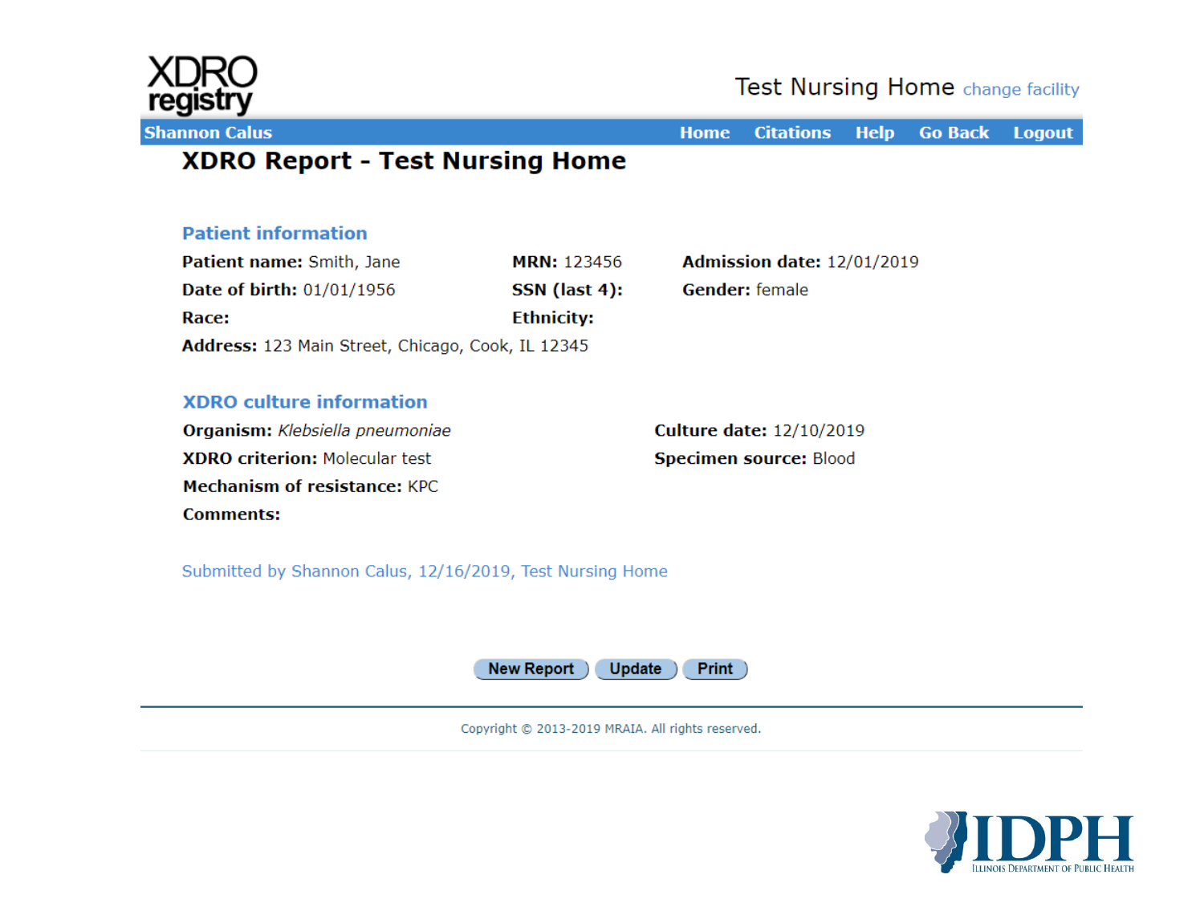XDRO registry

Test Nursing Home change facility

Shannon Calus | Home | Citations | Help | Go Back | Logout

# XDRO Report - Test Nursing Home

## Patient information

**Patient name:** Smith, Jane

**MRN:** 123456

**Admission date:** 12/01/2019

**Date of birth:** 01/01/1956

**SSN (last 4):**

**Gender:** female

**Race:**

**Ethnicity:**

**Address:** 123 Main Street, Chicago, Cook, IL 12345

## XDRO culture information

**Organism:** *Klebsiella pneumoniae*

**Culture date:** 12/10/2019

**XDRO criterion:** Molecular test

**Specimen source:** Blood

**Mechanism of resistance:** KPC

**Comments:**

Submitted by Shannon Calus, 12/16/2019, Test Nursing Home

New Report | Update | Print

Copyright © 2013-2019 MRAIA. All rights reserved.

IDPH Illinois Department of Public Health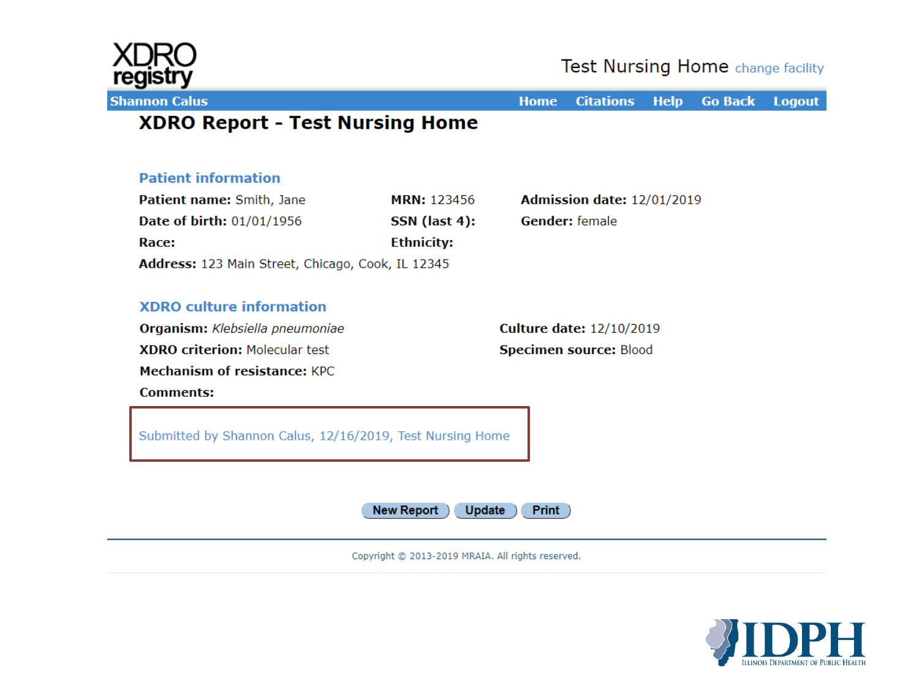XDRO registry

Test Nursing Home change facility

Shannon Calus — Home | Citations | Help | Go Back | Logout

# XDRO Report - Test Nursing Home

## Patient information

**Patient name:** Smith, Jane
**MRN:** 123456
**Admission date:** 12/01/2019
**Date of birth:** 01/01/1956
**SSN (last 4):**
**Gender:** female
**Race:**
**Ethnicity:**
**Address:** 123 Main Street, Chicago, Cook, IL 12345

## XDRO culture information

**Organism:** *Klebsiella pneumoniae*
**Culture date:** 12/10/2019
**XDRO criterion:** Molecular test
**Specimen source:** Blood
**Mechanism of resistance:** KPC
**Comments:**

Submitted by Shannon Calus, 12/16/2019, Test Nursing Home

New Report | Update | Print

Copyright © 2013-2019 MRAIA. All rights reserved.

IDPH
Illinois Department of Public Health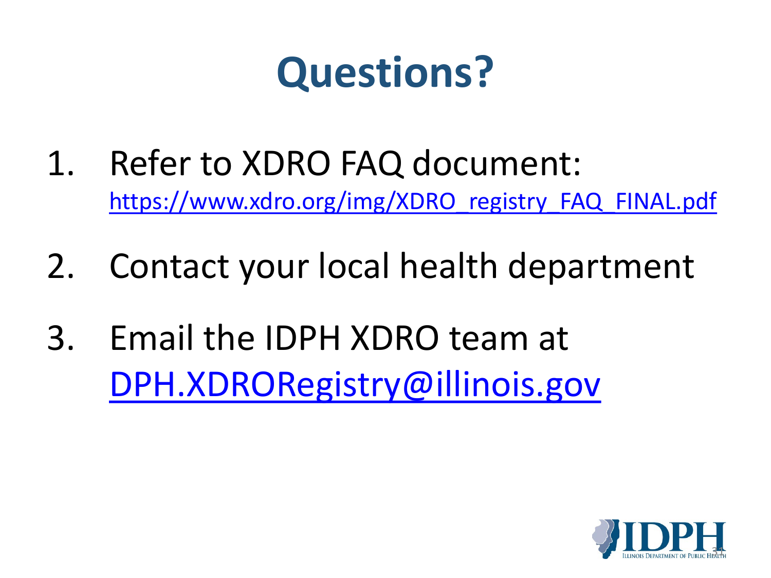# Questions?

1. Refer to XDRO FAQ document: https://www.xdro.org/img/XDRO_registry_FAQ_FINAL.pdf
2. Contact your local health department
3. Email the IDPH XDRO team at DPH.XDRORegistry@illinois.gov